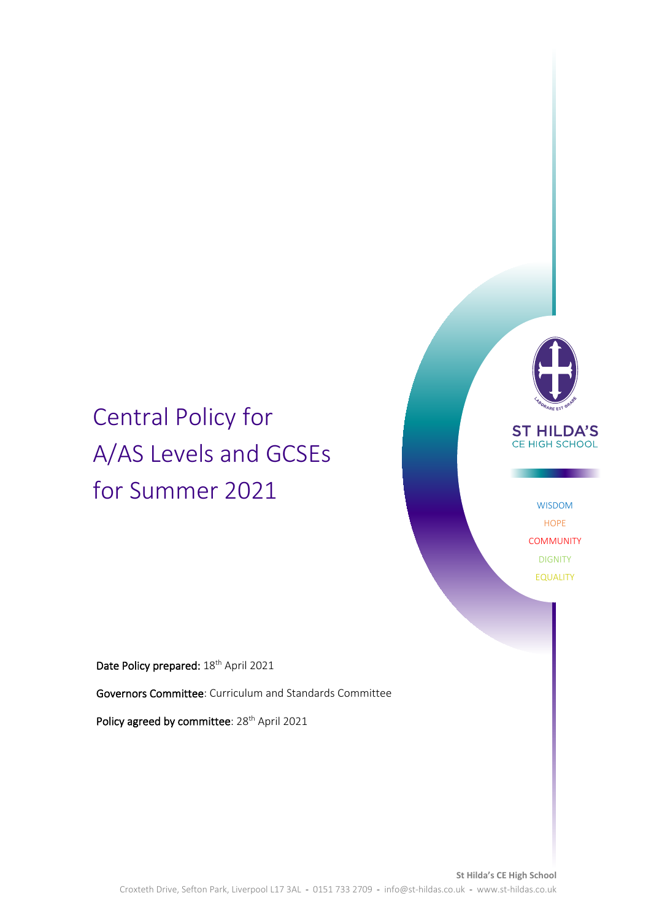# Central Policy for A/AS Levels and GCSEs for Summer 2021

ST HILDA'S
CE HIGH SCHOOL

WISDOM
HOPE
COMMUNITY
DIGNITY
EQUALITY

**Date Policy prepared:** 18th April 2021

**Governors Committee**: Curriculum and Standards Committee

**Policy agreed by committee**: 28th April 2021

**St Hilda's CE High School**
Croxteth Drive, Sefton Park, Liverpool L17 3AL - 0151 733 2709 - info@st-hildas.co.uk - www.st-hildas.co.uk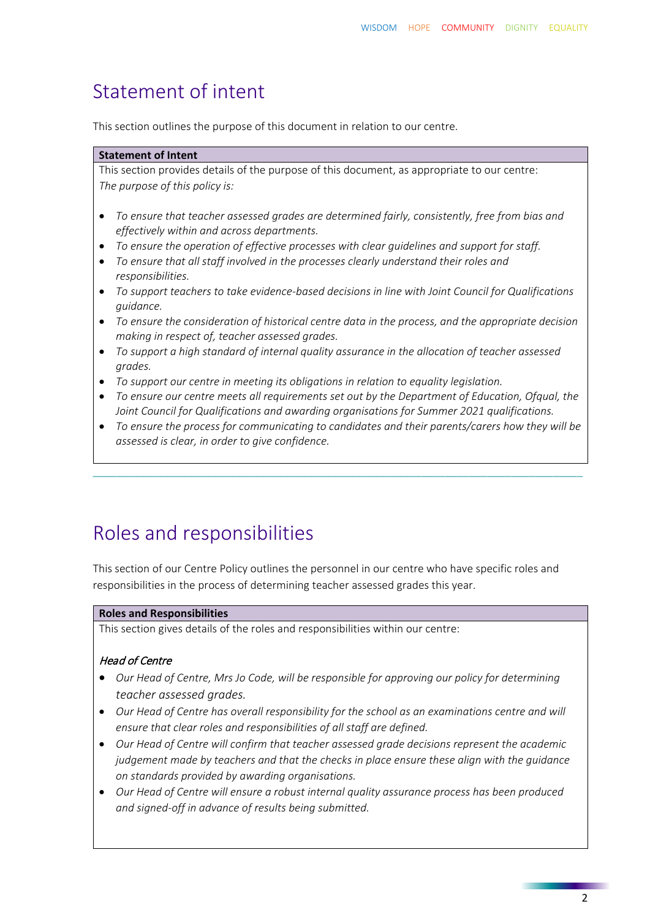## Statement of intent

This section outlines the purpose of this document in relation to our centre.

**Statement of Intent**

This section provides details of the purpose of this document, as appropriate to our centre:

*The purpose of this policy is:*

- *To ensure that teacher assessed grades are determined fairly, consistently, free from bias and effectively within and across departments.*
- *To ensure the operation of effective processes with clear guidelines and support for staff.*
- *To ensure that all staff involved in the processes clearly understand their roles and responsibilities.*
- *To support teachers to take evidence-based decisions in line with Joint Council for Qualifications guidance.*
- *To ensure the consideration of historical centre data in the process, and the appropriate decision making in respect of, teacher assessed grades.*
- *To support a high standard of internal quality assurance in the allocation of teacher assessed grades.*
- *To support our centre in meeting its obligations in relation to equality legislation.*
- *To ensure our centre meets all requirements set out by the Department of Education, Ofqual, the Joint Council for Qualifications and awarding organisations for Summer 2021 qualifications.*
- *To ensure the process for communicating to candidates and their parents/carers how they will be assessed is clear, in order to give confidence.*

---

## Roles and responsibilities

This section of our Centre Policy outlines the personnel in our centre who have specific roles and responsibilities in the process of determining teacher assessed grades this year.

**Roles and Responsibilities**

This section gives details of the roles and responsibilities within our centre:

*Head of Centre*

- *Our Head of Centre, Mrs Jo Code, will be responsible for approving our policy for determining teacher assessed grades.*
- *Our Head of Centre has overall responsibility for the school as an examinations centre and will ensure that clear roles and responsibilities of all staff are defined.*
- *Our Head of Centre will confirm that teacher assessed grade decisions represent the academic judgement made by teachers and that the checks in place ensure these align with the guidance on standards provided by awarding organisations.*
- *Our Head of Centre will ensure a robust internal quality assurance process has been produced and signed-off in advance of results being submitted.*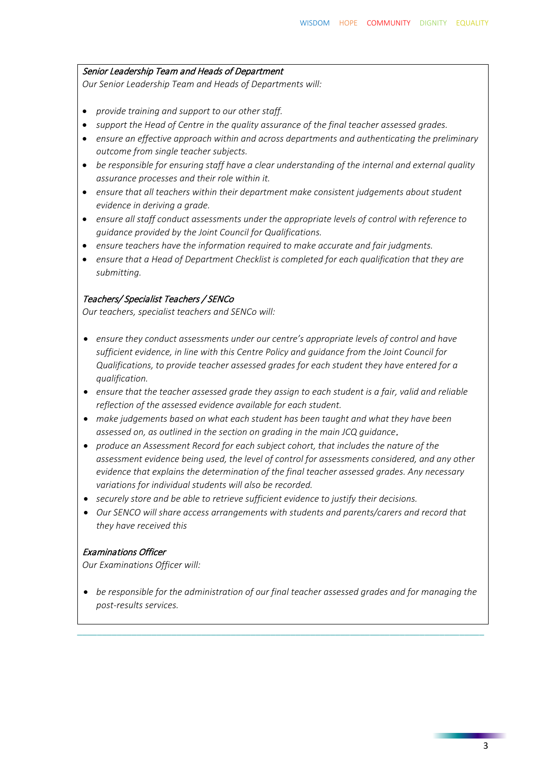*Senior Leadership Team and Heads of Department*

*Our Senior Leadership Team and Heads of Departments will:*

- *provide training and support to our other staff.*
- *support the Head of Centre in the quality assurance of the final teacher assessed grades.*
- *ensure an effective approach within and across departments and authenticating the preliminary outcome from single teacher subjects.*
- *be responsible for ensuring staff have a clear understanding of the internal and external quality assurance processes and their role within it.*
- *ensure that all teachers within their department make consistent judgements about student evidence in deriving a grade.*
- *ensure all staff conduct assessments under the appropriate levels of control with reference to guidance provided by the Joint Council for Qualifications.*
- *ensure teachers have the information required to make accurate and fair judgments.*
- *ensure that a Head of Department Checklist is completed for each qualification that they are submitting.*

*Teachers/ Specialist Teachers / SENCo*

*Our teachers, specialist teachers and SENCo will:*

- *ensure they conduct assessments under our centre's appropriate levels of control and have sufficient evidence, in line with this Centre Policy and guidance from the Joint Council for Qualifications, to provide teacher assessed grades for each student they have entered for a qualification.*
- *ensure that the teacher assessed grade they assign to each student is a fair, valid and reliable reflection of the assessed evidence available for each student.*
- *make judgements based on what each student has been taught and what they have been assessed on, as outlined in the section on grading in the main JCQ guidance.*
- *produce an Assessment Record for each subject cohort, that includes the nature of the assessment evidence being used, the level of control for assessments considered, and any other evidence that explains the determination of the final teacher assessed grades. Any necessary variations for individual students will also be recorded.*
- *securely store and be able to retrieve sufficient evidence to justify their decisions.*
- *Our SENCO will share access arrangements with students and parents/carers and record that they have received this*

*Examinations Officer*

*Our Examinations Officer will:*

- *be responsible for the administration of our final teacher assessed grades and for managing the post-results services.*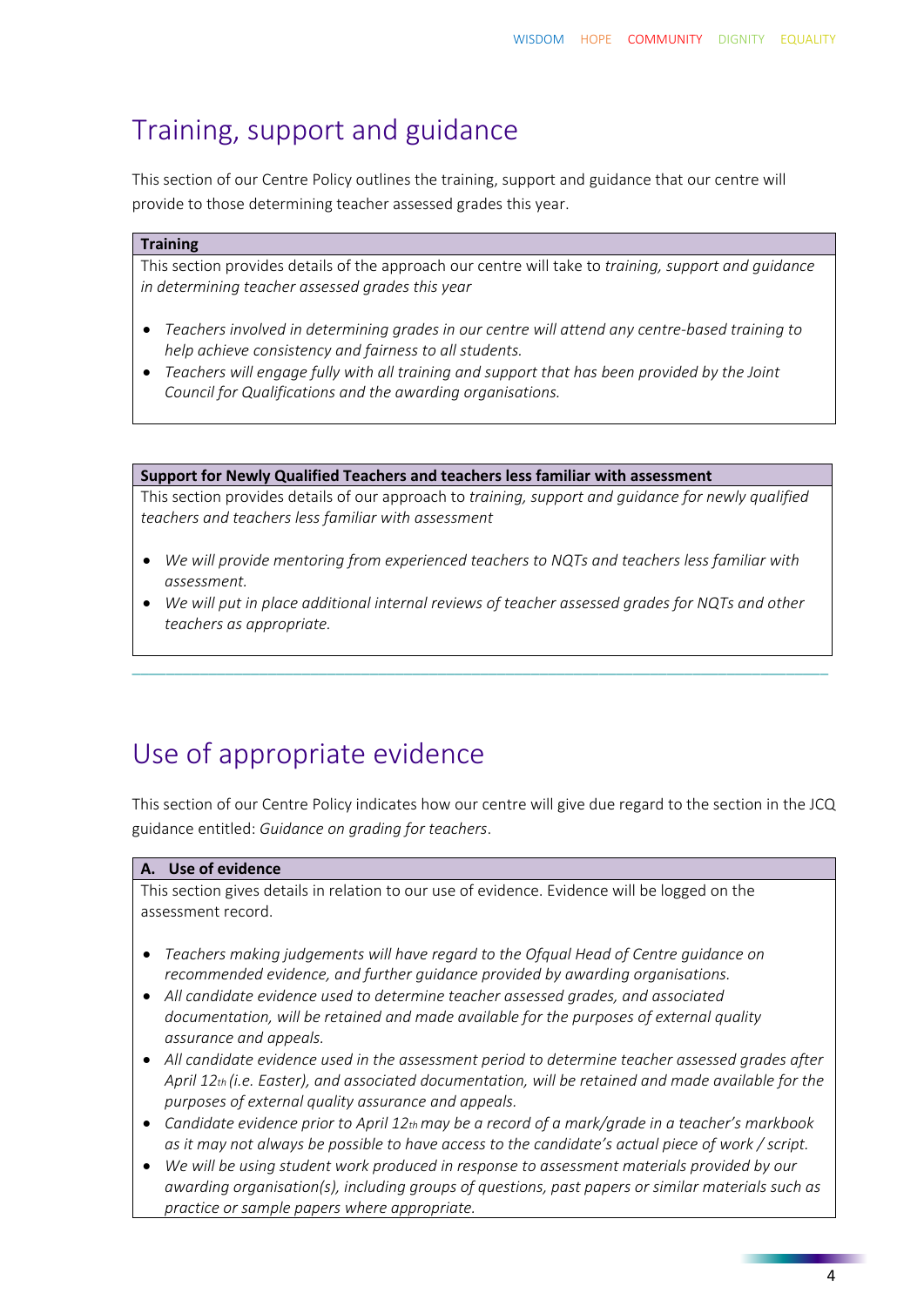## Training, support and guidance

This section of our Centre Policy outlines the training, support and guidance that our centre will provide to those determining teacher assessed grades this year.

**Training**

This section provides details of the approach our centre will take to *training, support and guidance in determining teacher assessed grades this year*

- *Teachers involved in determining grades in our centre will attend any centre-based training to help achieve consistency and fairness to all students.*
- *Teachers will engage fully with all training and support that has been provided by the Joint Council for Qualifications and the awarding organisations.*

**Support for Newly Qualified Teachers and teachers less familiar with assessment**

This section provides details of our approach to *training, support and guidance for newly qualified teachers and teachers less familiar with assessment*

- *We will provide mentoring from experienced teachers to NQTs and teachers less familiar with assessment.*
- *We will put in place additional internal reviews of teacher assessed grades for NQTs and other teachers as appropriate.*

## Use of appropriate evidence

This section of our Centre Policy indicates how our centre will give due regard to the section in the JCQ guidance entitled: *Guidance on grading for teachers*.

**A. Use of evidence**

This section gives details in relation to our use of evidence. Evidence will be logged on the assessment record.

- *Teachers making judgements will have regard to the Ofqual Head of Centre guidance on recommended evidence, and further guidance provided by awarding organisations.*
- *All candidate evidence used to determine teacher assessed grades, and associated documentation, will be retained and made available for the purposes of external quality assurance and appeals.*
- *All candidate evidence used in the assessment period to determine teacher assessed grades after April 12th (i.e. Easter), and associated documentation, will be retained and made available for the purposes of external quality assurance and appeals.*
- *Candidate evidence prior to April 12th may be a record of a mark/grade in a teacher's markbook as it may not always be possible to have access to the candidate's actual piece of work / script.*
- *We will be using student work produced in response to assessment materials provided by our awarding organisation(s), including groups of questions, past papers or similar materials such as practice or sample papers where appropriate.*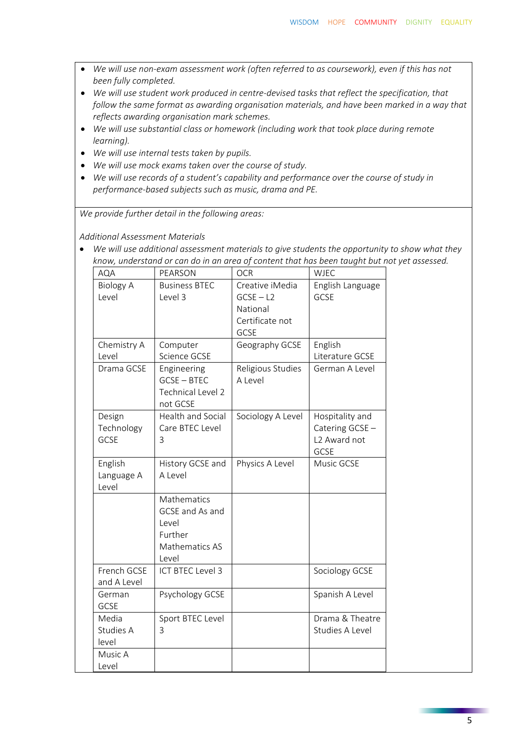- *We will use non-exam assessment work (often referred to as coursework), even if this has not been fully completed.*
- *We will use student work produced in centre-devised tasks that reflect the specification, that follow the same format as awarding organisation materials, and have been marked in a way that reflects awarding organisation mark schemes.*
- *We will use substantial class or homework (including work that took place during remote learning).*
- *We will use internal tests taken by pupils.*
- *We will use mock exams taken over the course of study.*
- *We will use records of a student's capability and performance over the course of study in performance-based subjects such as music, drama and PE.*

*We provide further detail in the following areas:*

*Additional Assessment Materials*

- *We will use additional assessment materials to give students the opportunity to show what they know, understand or can do in an area of content that has been taught but not yet assessed.*

| AQA | PEARSON | OCR | WJEC |
|---|---|---|---|
| Biology A Level | Business BTEC Level 3 | Creative iMedia GCSE – L2 National Certificate not GCSE | English Language GCSE |
| Chemistry A Level | Computer Science GCSE | Geography GCSE | English Literature GCSE |
| Drama GCSE | Engineering GCSE – BTEC Technical Level 2 not GCSE | Religious Studies A Level | German A Level |
| Design Technology GCSE | Health and Social Care BTEC Level 3 | Sociology A Level | Hospitality and Catering GCSE – L2 Award not GCSE |
| English Language A Level | History GCSE and A Level | Physics A Level | Music GCSE |
| | Mathematics GCSE and As and Level Further Mathematics AS Level | | |
| French GCSE and A Level | ICT BTEC Level 3 | | Sociology GCSE |
| German GCSE | Psychology GCSE | | Spanish A Level |
| Media Studies A level | Sport BTEC Level 3 | | Drama & Theatre Studies A Level |
| Music A Level | | | |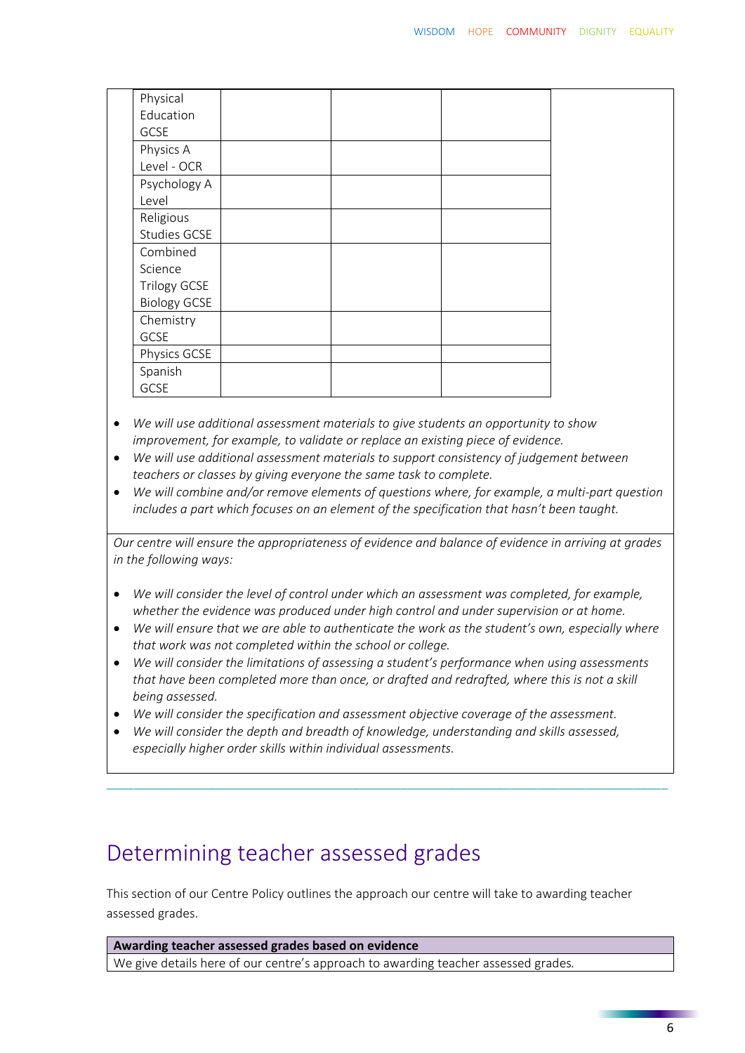| | | | |
|---|---|---|---|
| Physical Education GCSE | | | |
| Physics A Level - OCR | | | |
| Psychology A Level | | | |
| Religious Studies GCSE | | | |
| Combined Science Trilogy GCSE Biology GCSE | | | |
| Chemistry GCSE | | | |
| Physics GCSE | | | |
| Spanish GCSE | | | |

- *We will use additional assessment materials to give students an opportunity to show improvement, for example, to validate or replace an existing piece of evidence.*
- *We will use additional assessment materials to support consistency of judgement between teachers or classes by giving everyone the same task to complete.*
- *We will combine and/or remove elements of questions where, for example, a multi-part question includes a part which focuses on an element of the specification that hasn't been taught.*

*Our centre will ensure the appropriateness of evidence and balance of evidence in arriving at grades in the following ways:*

- *We will consider the level of control under which an assessment was completed, for example, whether the evidence was produced under high control and under supervision or at home.*
- *We will ensure that we are able to authenticate the work as the student's own, especially where that work was not completed within the school or college.*
- *We will consider the limitations of assessing a student's performance when using assessments that have been completed more than once, or drafted and redrafted, where this is not a skill being assessed.*
- *We will consider the specification and assessment objective coverage of the assessment.*
- *We will consider the depth and breadth of knowledge, understanding and skills assessed, especially higher order skills within individual assessments.*

# Determining teacher assessed grades

This section of our Centre Policy outlines the approach our centre will take to awarding teacher assessed grades.

| **Awarding teacher assessed grades based on evidence** |
|---|
| We give details here of our centre's approach to awarding teacher assessed grades. |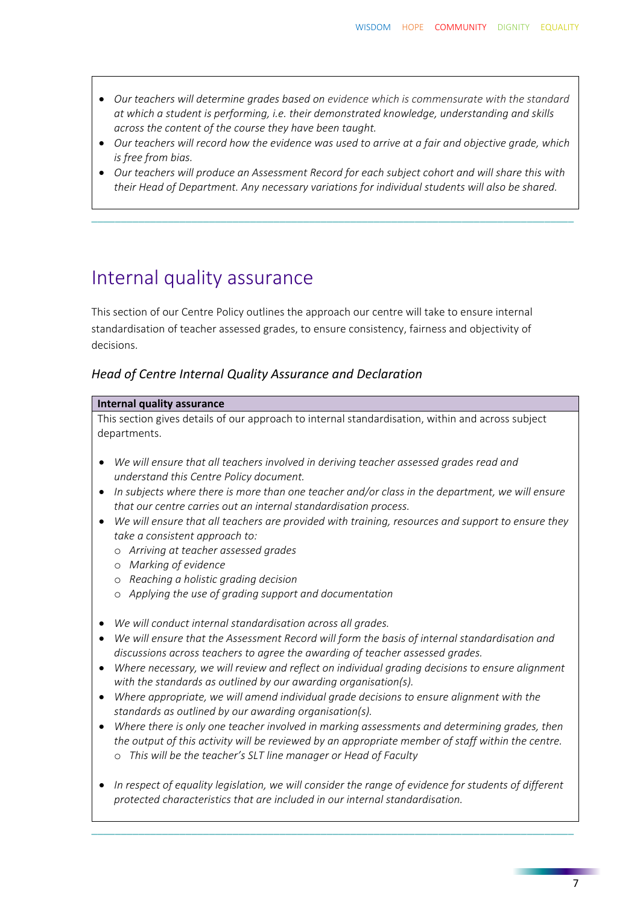- *Our teachers will determine grades based on evidence which is commensurate with the standard at which a student is performing, i.e. their demonstrated knowledge, understanding and skills across the content of the course they have been taught.*
- *Our teachers will record how the evidence was used to arrive at a fair and objective grade, which is free from bias.*
- *Our teachers will produce an Assessment Record for each subject cohort and will share this with their Head of Department. Any necessary variations for individual students will also be shared.*

# Internal quality assurance

This section of our Centre Policy outlines the approach our centre will take to ensure internal standardisation of teacher assessed grades, to ensure consistency, fairness and objectivity of decisions.

### *Head of Centre Internal Quality Assurance and Declaration*

**Internal quality assurance**

This section gives details of our approach to internal standardisation, within and across subject departments.

- *We will ensure that all teachers involved in deriving teacher assessed grades read and understand this Centre Policy document.*
- *In subjects where there is more than one teacher and/or class in the department, we will ensure that our centre carries out an internal standardisation process.*
- *We will ensure that all teachers are provided with training, resources and support to ensure they take a consistent approach to:*
  - *Arriving at teacher assessed grades*
  - *Marking of evidence*
  - *Reaching a holistic grading decision*
  - *Applying the use of grading support and documentation*
- *We will conduct internal standardisation across all grades.*
- *We will ensure that the Assessment Record will form the basis of internal standardisation and discussions across teachers to agree the awarding of teacher assessed grades.*
- *Where necessary, we will review and reflect on individual grading decisions to ensure alignment with the standards as outlined by our awarding organisation(s).*
- *Where appropriate, we will amend individual grade decisions to ensure alignment with the standards as outlined by our awarding organisation(s).*
- *Where there is only one teacher involved in marking assessments and determining grades, then the output of this activity will be reviewed by an appropriate member of staff within the centre.*
  - *This will be the teacher's SLT line manager or Head of Faculty*
- *In respect of equality legislation, we will consider the range of evidence for students of different protected characteristics that are included in our internal standardisation.*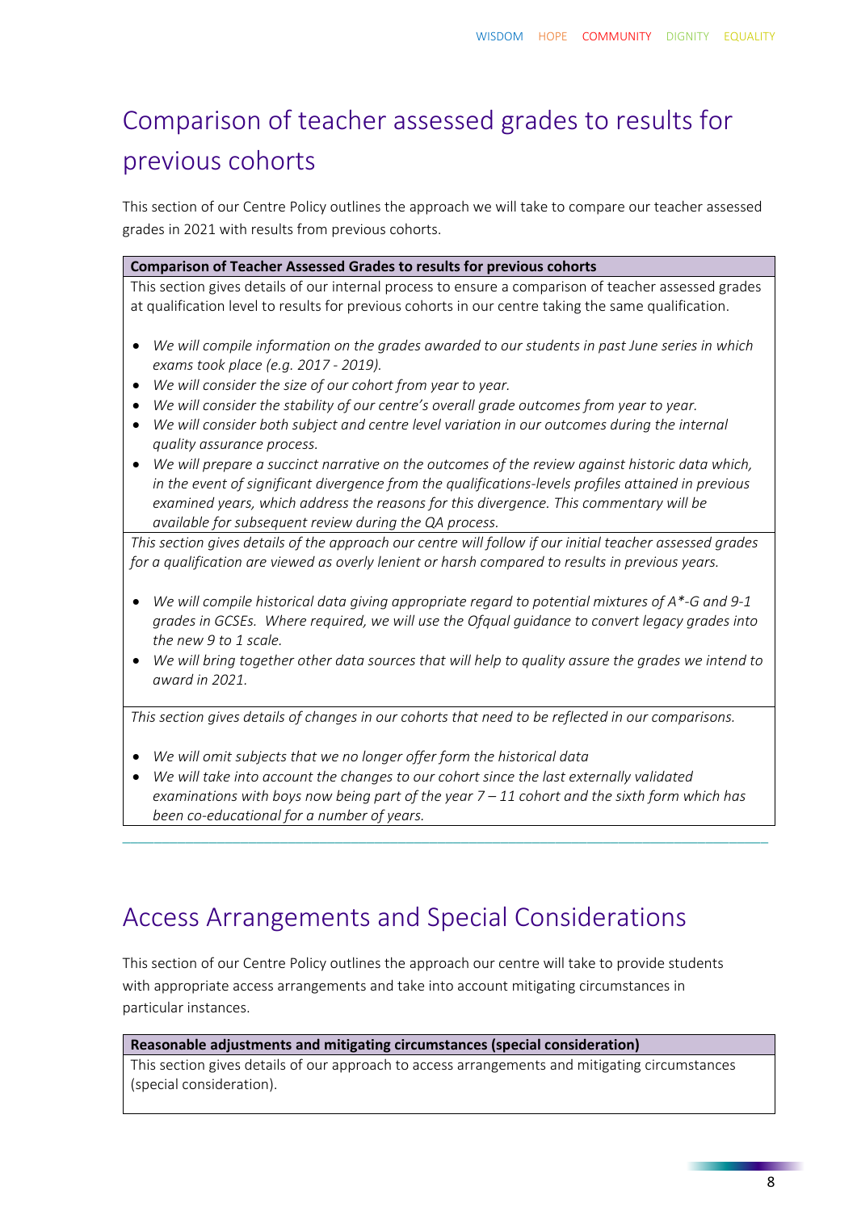# Comparison of teacher assessed grades to results for previous cohorts

This section of our Centre Policy outlines the approach we will take to compare our teacher assessed grades in 2021 with results from previous cohorts.

**Comparison of Teacher Assessed Grades to results for previous cohorts**

This section gives details of our internal process to ensure a comparison of teacher assessed grades at qualification level to results for previous cohorts in our centre taking the same qualification.

- *We will compile information on the grades awarded to our students in past June series in which exams took place (e.g. 2017 - 2019).*
- *We will consider the size of our cohort from year to year.*
- *We will consider the stability of our centre's overall grade outcomes from year to year.*
- *We will consider both subject and centre level variation in our outcomes during the internal quality assurance process.*
- *We will prepare a succinct narrative on the outcomes of the review against historic data which, in the event of significant divergence from the qualifications-levels profiles attained in previous examined years, which address the reasons for this divergence. This commentary will be available for subsequent review during the QA process.*

*This section gives details of the approach our centre will follow if our initial teacher assessed grades for a qualification are viewed as overly lenient or harsh compared to results in previous years.*

- *We will compile historical data giving appropriate regard to potential mixtures of A*-G and 9-1 grades in GCSEs. Where required, we will use the Ofqual guidance to convert legacy grades into the new 9 to 1 scale.*
- *We will bring together other data sources that will help to quality assure the grades we intend to award in 2021.*

*This section gives details of changes in our cohorts that need to be reflected in our comparisons.*

- *We will omit subjects that we no longer offer form the historical data*
- *We will take into account the changes to our cohort since the last externally validated examinations with boys now being part of the year 7 – 11 cohort and the sixth form which has been co-educational for a number of years.*

---

# Access Arrangements and Special Considerations

This section of our Centre Policy outlines the approach our centre will take to provide students with appropriate access arrangements and take into account mitigating circumstances in particular instances.

**Reasonable adjustments and mitigating circumstances (special consideration)**

This section gives details of our approach to access arrangements and mitigating circumstances (special consideration).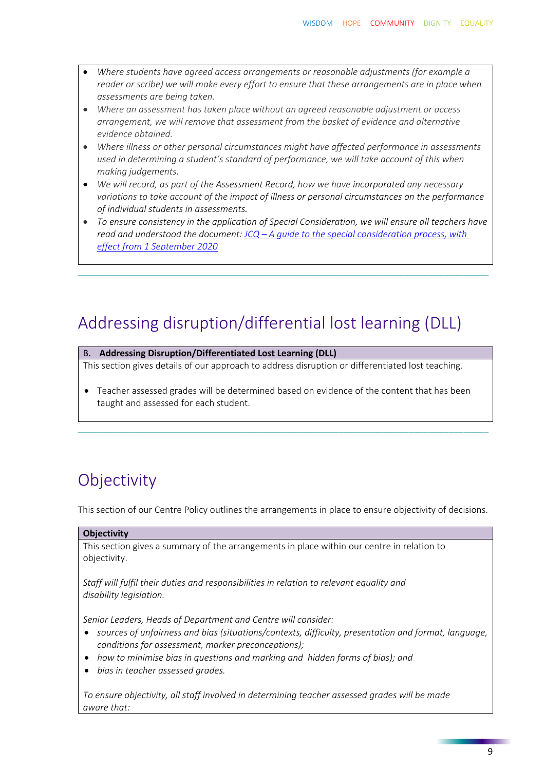- *Where students have agreed access arrangements or reasonable adjustments (for example a reader or scribe) we will make every effort to ensure that these arrangements are in place when assessments are being taken.*
- *Where an assessment has taken place without an agreed reasonable adjustment or access arrangement, we will remove that assessment from the basket of evidence and alternative evidence obtained.*
- *Where illness or other personal circumstances might have affected performance in assessments used in determining a student's standard of performance, we will take account of this when making judgements.*
- *We will record, as part of the Assessment Record, how we have incorporated any necessary variations to take account of the impact of illness or personal circumstances on the performance of individual students in assessments.*
- *To ensure consistency in the application of Special Consideration, we will ensure all teachers have read and understood the document: JCQ – A guide to the special consideration process, with effect from 1 September 2020*

# Addressing disruption/differential lost learning (DLL)

**B. Addressing Disruption/Differentiated Lost Learning (DLL)**

This section gives details of our approach to address disruption or differentiated lost teaching.

- Teacher assessed grades will be determined based on evidence of the content that has been taught and assessed for each student.

# Objectivity

This section of our Centre Policy outlines the arrangements in place to ensure objectivity of decisions.

**Objectivity**

This section gives a summary of the arrangements in place within our centre in relation to objectivity.

*Staff will fulfil their duties and responsibilities in relation to relevant equality and disability legislation.*

*Senior Leaders, Heads of Department and Centre will consider:*

- *sources of unfairness and bias (situations/contexts, difficulty, presentation and format, language, conditions for assessment, marker preconceptions);*
- *how to minimise bias in questions and marking and hidden forms of bias); and*
- *bias in teacher assessed grades.*

*To ensure objectivity, all staff involved in determining teacher assessed grades will be made aware that:*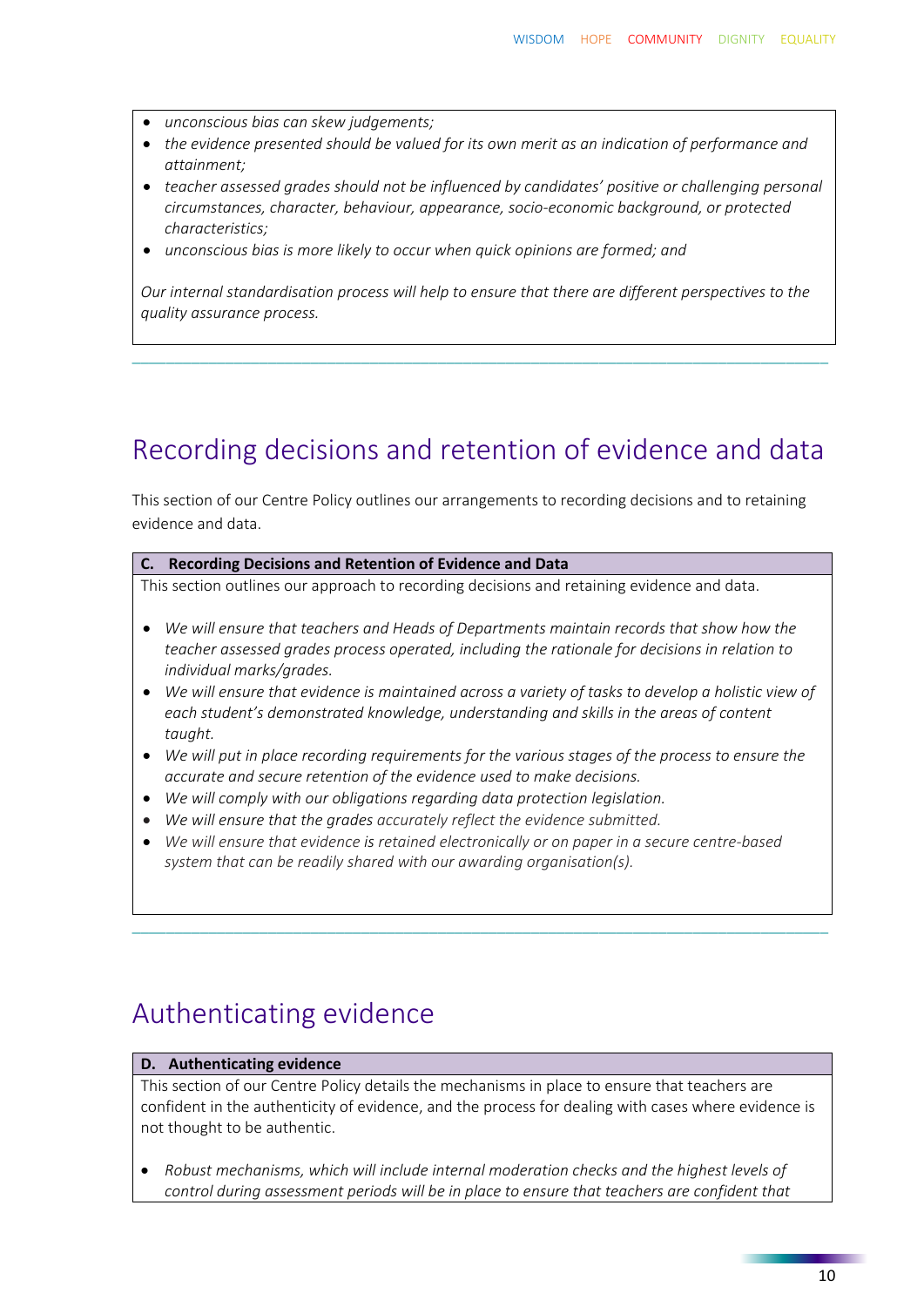- *unconscious bias can skew judgements;*
- *the evidence presented should be valued for its own merit as an indication of performance and attainment;*
- *teacher assessed grades should not be influenced by candidates' positive or challenging personal circumstances, character, behaviour, appearance, socio-economic background, or protected characteristics;*
- *unconscious bias is more likely to occur when quick opinions are formed; and*

*Our internal standardisation process will help to ensure that there are different perspectives to the quality assurance process.*

## Recording decisions and retention of evidence and data

This section of our Centre Policy outlines our arrangements to recording decisions and to retaining evidence and data.

**C. Recording Decisions and Retention of Evidence and Data**

This section outlines our approach to recording decisions and retaining evidence and data.

- *We will ensure that teachers and Heads of Departments maintain records that show how the teacher assessed grades process operated, including the rationale for decisions in relation to individual marks/grades.*
- *We will ensure that evidence is maintained across a variety of tasks to develop a holistic view of each student's demonstrated knowledge, understanding and skills in the areas of content taught.*
- *We will put in place recording requirements for the various stages of the process to ensure the accurate and secure retention of the evidence used to make decisions.*
- *We will comply with our obligations regarding data protection legislation.*
- *We will ensure that the grades accurately reflect the evidence submitted.*
- *We will ensure that evidence is retained electronically or on paper in a secure centre-based system that can be readily shared with our awarding organisation(s).*

## Authenticating evidence

**D. Authenticating evidence**

This section of our Centre Policy details the mechanisms in place to ensure that teachers are confident in the authenticity of evidence, and the process for dealing with cases where evidence is not thought to be authentic.

- *Robust mechanisms, which will include internal moderation checks and the highest levels of control during assessment periods will be in place to ensure that teachers are confident that*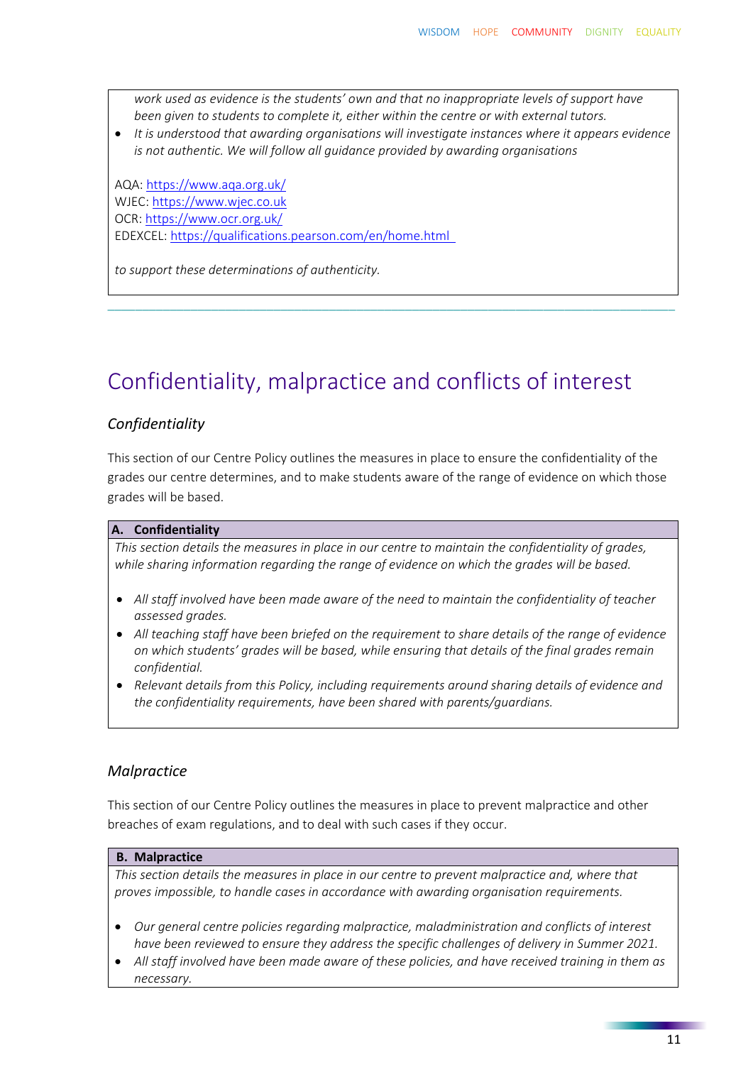*work used as evidence is the students' own and that no inappropriate levels of support have been given to students to complete it, either within the centre or with external tutors.*

- *It is understood that awarding organisations will investigate instances where it appears evidence is not authentic. We will follow all guidance provided by awarding organisations*

AQA: https://www.aqa.org.uk/
WJEC: https://www.wjec.co.uk
OCR: https://www.ocr.org.uk/
EDEXCEL: https://qualifications.pearson.com/en/home.html

*to support these determinations of authenticity.*

# Confidentiality, malpractice and conflicts of interest

## *Confidentiality*

This section of our Centre Policy outlines the measures in place to ensure the confidentiality of the grades our centre determines, and to make students aware of the range of evidence on which those grades will be based.

**A. Confidentiality**

*This section details the measures in place in our centre to maintain the confidentiality of grades, while sharing information regarding the range of evidence on which the grades will be based.*

- *All staff involved have been made aware of the need to maintain the confidentiality of teacher assessed grades.*
- *All teaching staff have been briefed on the requirement to share details of the range of evidence on which students' grades will be based, while ensuring that details of the final grades remain confidential.*
- *Relevant details from this Policy, including requirements around sharing details of evidence and the confidentiality requirements, have been shared with parents/guardians.*

## *Malpractice*

This section of our Centre Policy outlines the measures in place to prevent malpractice and other breaches of exam regulations, and to deal with such cases if they occur.

**B. Malpractice**

*This section details the measures in place in our centre to prevent malpractice and, where that proves impossible, to handle cases in accordance with awarding organisation requirements.*

- *Our general centre policies regarding malpractice, maladministration and conflicts of interest have been reviewed to ensure they address the specific challenges of delivery in Summer 2021.*
- *All staff involved have been made aware of these policies, and have received training in them as necessary.*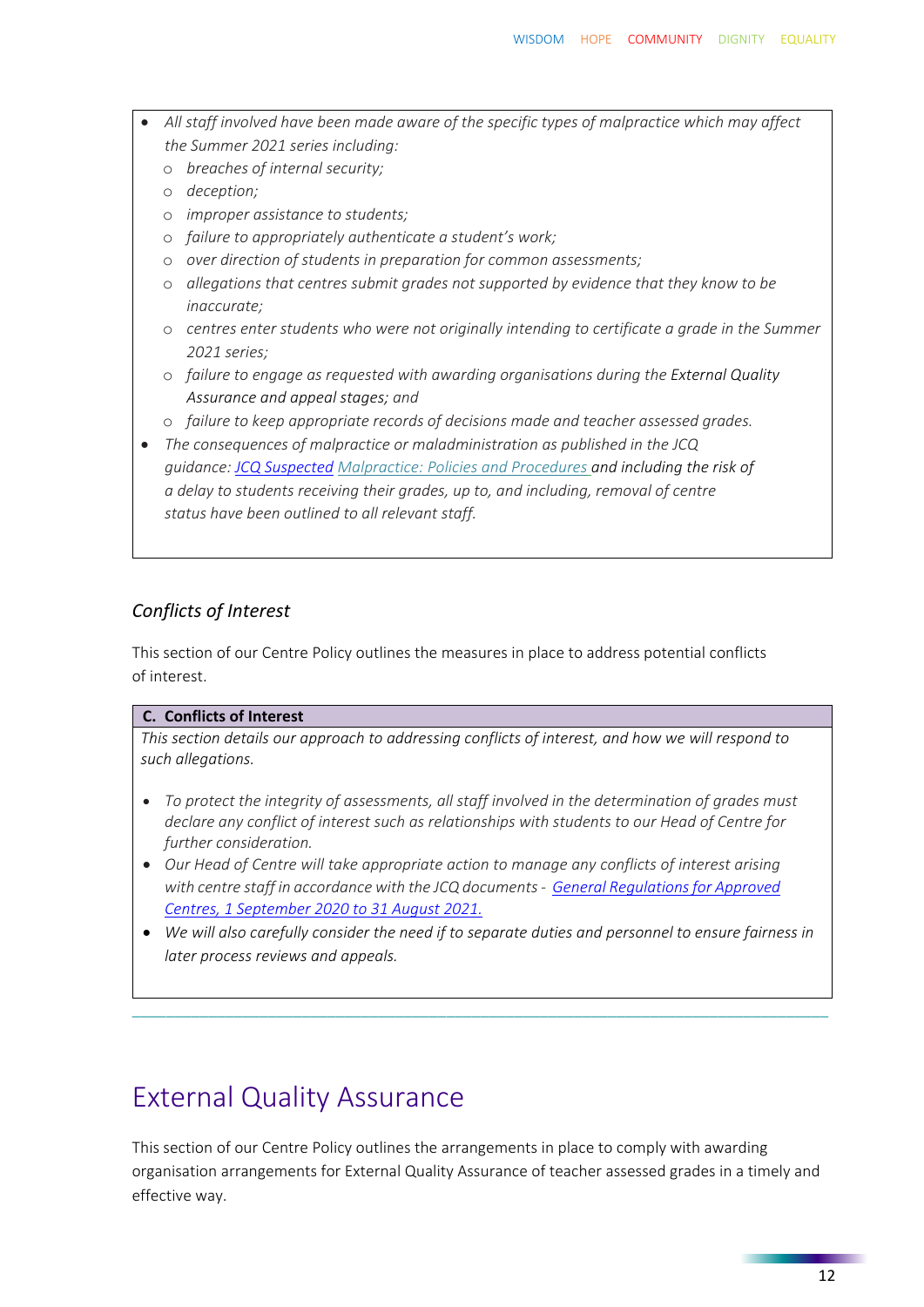- *All staff involved have been made aware of the specific types of malpractice which may affect the Summer 2021 series including:*
  - *breaches of internal security;*
  - *deception;*
  - *improper assistance to students;*
  - *failure to appropriately authenticate a student's work;*
  - *over direction of students in preparation for common assessments;*
  - *allegations that centres submit grades not supported by evidence that they know to be inaccurate;*
  - *centres enter students who were not originally intending to certificate a grade in the Summer 2021 series;*
  - *failure to engage as requested with awarding organisations during the* External Quality *Assurance and appeal stages; and*
  - *failure to keep appropriate records of decisions made and teacher assessed grades.*
- *The consequences of malpractice or maladministration as published in the JCQ guidance: JCQ Suspected Malpractice: Policies and Procedures and including the risk of a delay to students receiving their grades, up to, and including, removal of centre status have been outlined to all relevant staff.*

### *Conflicts of Interest*

This section of our Centre Policy outlines the measures in place to address potential conflicts of interest.

**C. Conflicts of Interest**

*This section details our approach to addressing conflicts of interest, and how we will respond to such allegations.*

- *To protect the integrity of assessments, all staff involved in the determination of grades must declare any conflict of interest such as relationships with students to our Head of Centre for further consideration.*
- *Our Head of Centre will take appropriate action to manage any conflicts of interest arising with centre staff in accordance with the JCQ documents - General Regulations for Approved Centres, 1 September 2020 to 31 August 2021.*
- *We will also carefully consider the need if to separate duties and personnel to ensure fairness in later process reviews and appeals.*

## External Quality Assurance

This section of our Centre Policy outlines the arrangements in place to comply with awarding organisation arrangements for External Quality Assurance of teacher assessed grades in a timely and effective way.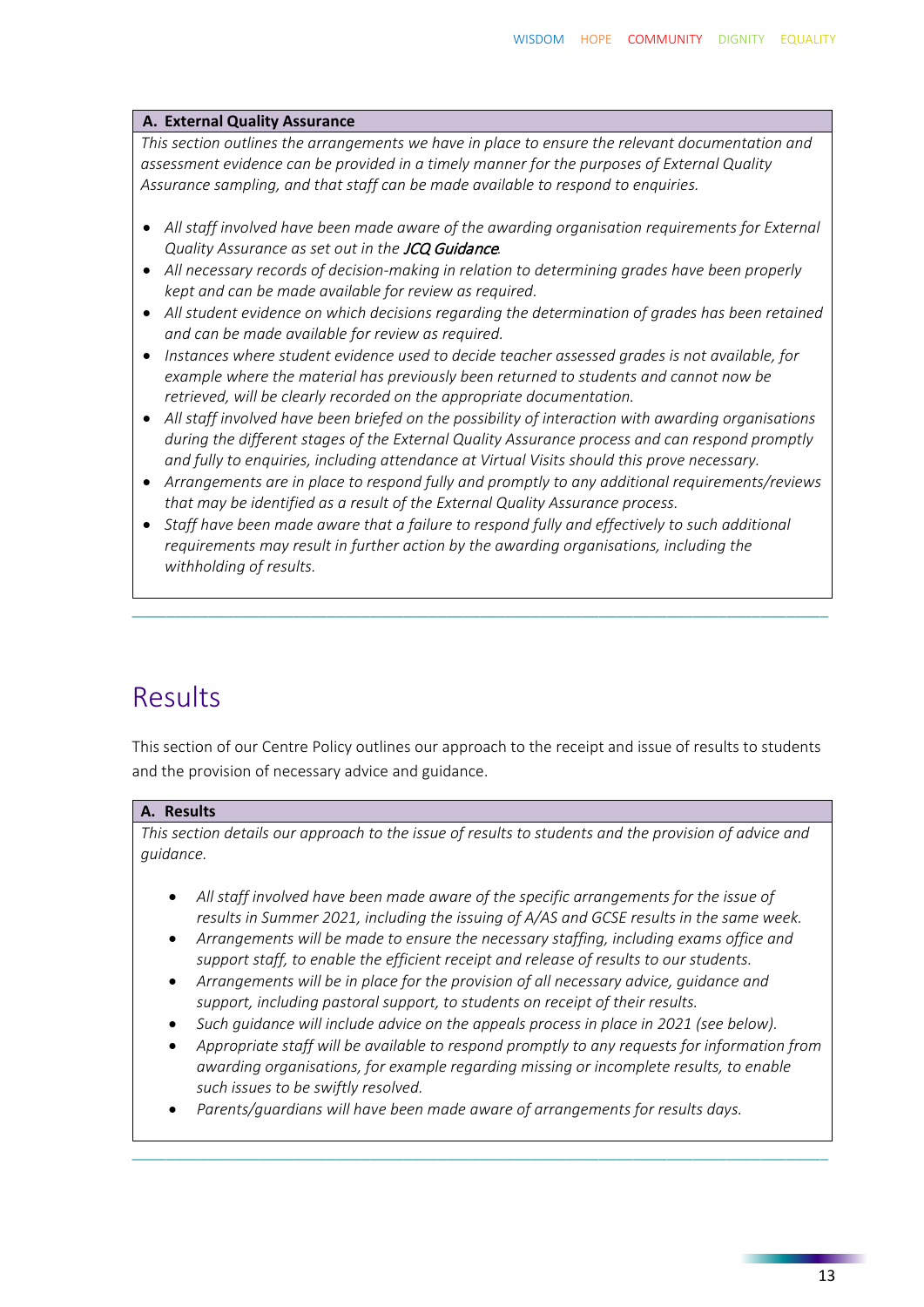**A. External Quality Assurance**

*This section outlines the arrangements we have in place to ensure the relevant documentation and assessment evidence can be provided in a timely manner for the purposes of External Quality Assurance sampling, and that staff can be made available to respond to enquiries.*

- *All staff involved have been made aware of the awarding organisation requirements for External Quality Assurance as set out in the **JCQ Guidance**.*
- *All necessary records of decision-making in relation to determining grades have been properly kept and can be made available for review as required.*
- *All student evidence on which decisions regarding the determination of grades has been retained and can be made available for review as required.*
- *Instances where student evidence used to decide teacher assessed grades is not available, for example where the material has previously been returned to students and cannot now be retrieved, will be clearly recorded on the appropriate documentation.*
- *All staff involved have been briefed on the possibility of interaction with awarding organisations during the different stages of the External Quality Assurance process and can respond promptly and fully to enquiries, including attendance at Virtual Visits should this prove necessary.*
- *Arrangements are in place to respond fully and promptly to any additional requirements/reviews that may be identified as a result of the External Quality Assurance process.*
- *Staff have been made aware that a failure to respond fully and effectively to such additional requirements may result in further action by the awarding organisations, including the withholding of results.*

# Results

This section of our Centre Policy outlines our approach to the receipt and issue of results to students and the provision of necessary advice and guidance.

**A. Results**

*This section details our approach to the issue of results to students and the provision of advice and guidance.*

- *All staff involved have been made aware of the specific arrangements for the issue of results in Summer 2021, including the issuing of A/AS and GCSE results in the same week.*
- *Arrangements will be made to ensure the necessary staffing, including exams office and support staff, to enable the efficient receipt and release of results to our students.*
- *Arrangements will be in place for the provision of all necessary advice, guidance and support, including pastoral support, to students on receipt of their results.*
- *Such guidance will include advice on the appeals process in place in 2021 (see below).*
- *Appropriate staff will be available to respond promptly to any requests for information from awarding organisations, for example regarding missing or incomplete results, to enable such issues to be swiftly resolved.*
- *Parents/guardians will have been made aware of arrangements for results days.*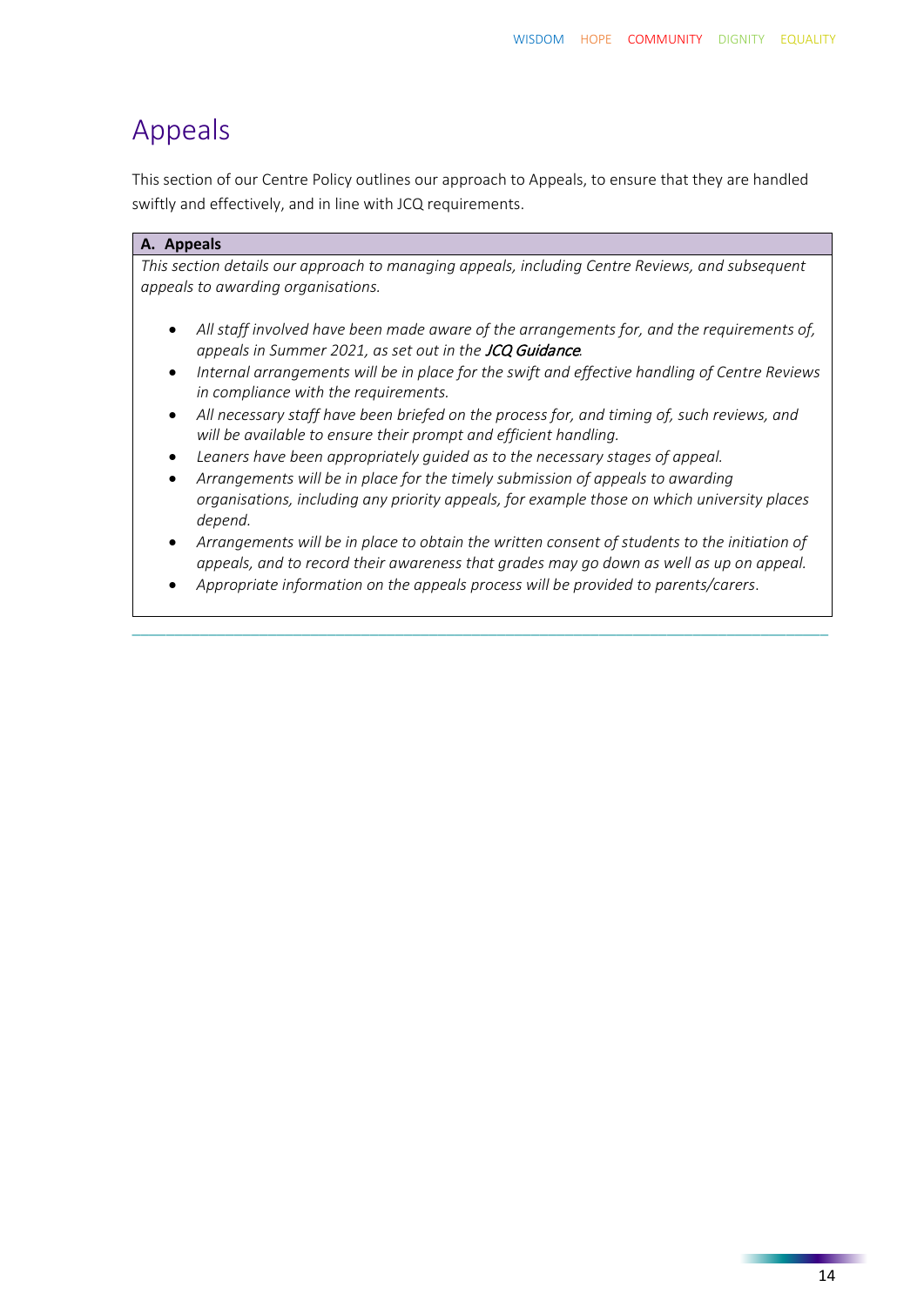# Appeals

This section of our Centre Policy outlines our approach to Appeals, to ensure that they are handled swiftly and effectively, and in line with JCQ requirements.

| **A. Appeals** |
| --- |
| *This section details our approach to managing appeals, including Centre Reviews, and subsequent appeals to awarding organisations.*<br><br>• *All staff involved have been made aware of the arrangements for, and the requirements of, appeals in Summer 2021, as set out in the* ***JCQ Guidance****.*<br>• *Internal arrangements will be in place for the swift and effective handling of Centre Reviews in compliance with the requirements.*<br>• *All necessary staff have been briefed on the process for, and timing of, such reviews, and will be available to ensure their prompt and efficient handling.*<br>• *Leaners have been appropriately guided as to the necessary stages of appeal.*<br>• *Arrangements will be in place for the timely submission of appeals to awarding organisations, including any priority appeals, for example those on which university places depend.*<br>• *Arrangements will be in place to obtain the written consent of students to the initiation of appeals, and to record their awareness that grades may go down as well as up on appeal.*<br>• *Appropriate information on the appeals process will be provided to parents/carers.* |